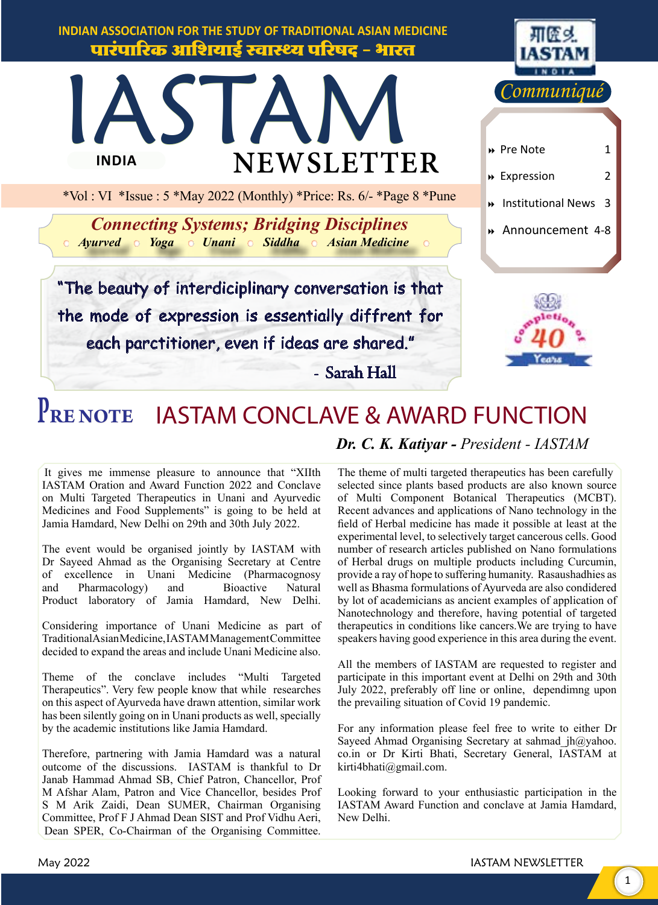INDIAN ASSOCIATION FOR THE STUDY OF TRADITIONAL ASIAN MEDICINE

पारंपारिक आशियाई स्वास्थ्य परिषद - भारत

# IASTAM INDIA NEWSLETTER

*Communiqué*

- Pre Note 1
- Expression 2
- Institutional News 3
- Announcement 4-8

*Vol : VI *Issue : 5 *May 2022 (Monthly) *Price: Rs. 6/- *Page 8 *Pune

***Connecting Systems; Bridging Disciplines***

***Ayurved ○ Yoga ○ Unani ○ Siddha ○ Asian Medicine***

"The beauty of interdiciplinary conversation is that the mode of expression is essentially diffrent for each parctitioner, even if ideas are shared."

\- Sarah Hall

Completion of 40 Years

## PRE NOTE IASTAM CONCLAVE & AWARD FUNCTION

***Dr. C. K. Katiyar** - President - IASTAM*

It gives me immense pleasure to announce that "XIIth IASTAM Oration and Award Function 2022 and Conclave on Multi Targeted Therapeutics in Unani and Ayurvedic Medicines and Food Supplements" is going to be held at Jamia Hamdard, New Delhi on 29th and 30th July 2022.

The event would be organised jointly by IASTAM with Dr Sayeed Ahmad as the Organising Secretary at Centre of excellence in Unani Medicine (Pharmacognosy and Pharmacology) and Bioactive Natural Product laboratory of Jamia Hamdard, New Delhi.

Considering importance of Unani Medicine as part of TraditionalAsianMedicine,IASTAMManagementCommittee decided to expand the areas and include Unani Medicine also.

Theme of the conclave includes "Multi Targeted Therapeutics". Very few people know that while researches on this aspect of Ayurveda have drawn attention, similar work has been silently going on in Unani products as well, specially by the academic institutions like Jamia Hamdard.

Therefore, partnering with Jamia Hamdard was a natural outcome of the discussions. IASTAM is thankful to Dr Janab Hammad Ahmad SB, Chief Patron, Chancellor, Prof M Afshar Alam, Patron and Vice Chancellor, besides Prof S M Arik Zaidi, Dean SUMER, Chairman Organising Committee, Prof F J Ahmad Dean SIST and Prof Vidhu Aeri, Dean SPER, Co-Chairman of the Organising Committee.

The theme of multi targeted therapeutics has been carefully selected since plants based products are also known source of Multi Component Botanical Therapeutics (MCBT). Recent advances and applications of Nano technology in the field of Herbal medicine has made it possible at least at the experimental level, to selectively target cancerous cells. Good number of research articles published on Nano formulations of Herbal drugs on multiple products including Curcumin, provide a ray of hope to suffering humanity. Rasaushadhies as well as Bhasma formulations of Ayurveda are also condidered by lot of academicians as ancient examples of application of Nanotechnology and therefore, having potential of targeted therapeutics in conditions like cancers.We are trying to have speakers having good experience in this area during the event.

All the members of IASTAM are requested to register and participate in this important event at Delhi on 29th and 30th July 2022, preferably off line or online, dependimng upon the prevailing situation of Covid 19 pandemic.

For any information please feel free to write to either Dr Sayeed Ahmad Organising Secretary at sahmad_jh@yahoo.co.in or Dr Kirti Bhati, Secretary General, IASTAM at kirti4bhati@gmail.com.

Looking forward to your enthusiastic participation in the IASTAM Award Function and conclave at Jamia Hamdard, New Delhi.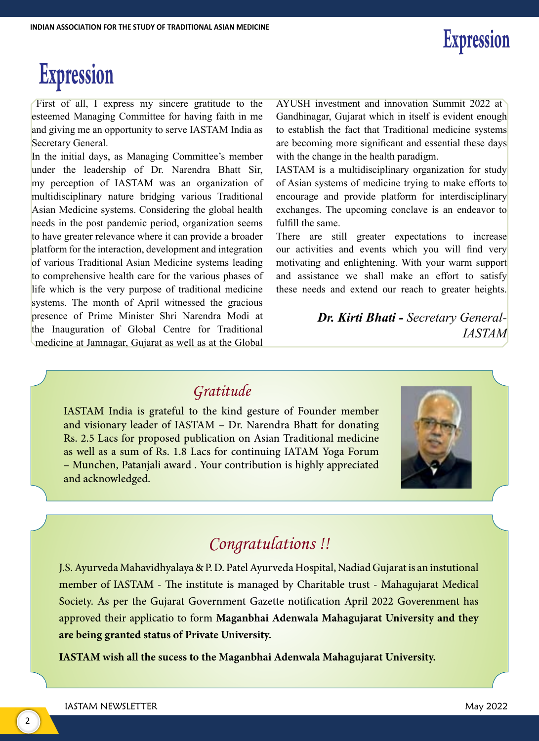# Expression

First of all, I express my sincere gratitude to the esteemed Managing Committee for having faith in me and giving me an opportunity to serve IASTAM India as Secretary General.

In the initial days, as Managing Committee's member under the leadership of Dr. Narendra Bhatt Sir, my perception of IASTAM was an organization of multidisciplinary nature bridging various Traditional Asian Medicine systems. Considering the global health needs in the post pandemic period, organization seems to have greater relevance where it can provide a broader platform for the interaction, development and integration of various Traditional Asian Medicine systems leading to comprehensive health care for the various phases of life which is the very purpose of traditional medicine systems. The month of April witnessed the gracious presence of Prime Minister Shri Narendra Modi at the Inauguration of Global Centre for Traditional medicine at Jamnagar, Gujarat as well as at the Global AYUSH investment and innovation Summit 2022 at Gandhinagar, Gujarat which in itself is evident enough to establish the fact that Traditional medicine systems are becoming more significant and essential these days with the change in the health paradigm.

IASTAM is a multidisciplinary organization for study of Asian systems of medicine trying to make efforts to encourage and provide platform for interdisciplinary exchanges. The upcoming conclave is an endeavor to fulfill the same.

There are still greater expectations to increase our activities and events which you will find very motivating and enlightening. With your warm support and assistance we shall make an effort to satisfy these needs and extend our reach to greater heights.

***Dr. Kirti Bhati** - Secretary General-IASTAM*

## *Gratitude*

IASTAM India is grateful to the kind gesture of Founder member and visionary leader of IASTAM – Dr. Narendra Bhatt for donating Rs. 2.5 Lacs for proposed publication on Asian Traditional medicine as well as a sum of Rs. 1.8 Lacs for continuing IATAM Yoga Forum – Munchen, Patanjali award . Your contribution is highly appreciated and acknowledged.

## *Congratulations !!*

J.S. Ayurveda Mahavidhyalaya & P. D. Patel Ayurveda Hospital, Nadiad Gujarat is an instutional member of IASTAM - The institute is managed by Charitable trust - Mahagujarat Medical Society. As per the Gujarat Government Gazette notification April 2022 Goverenment has approved their applicatio to form **Maganbhai Adenwala Mahagujarat University and they are being granted status of Private University.**

**IASTAM wish all the sucess to the Maganbhai Adenwala Mahagujarat University.**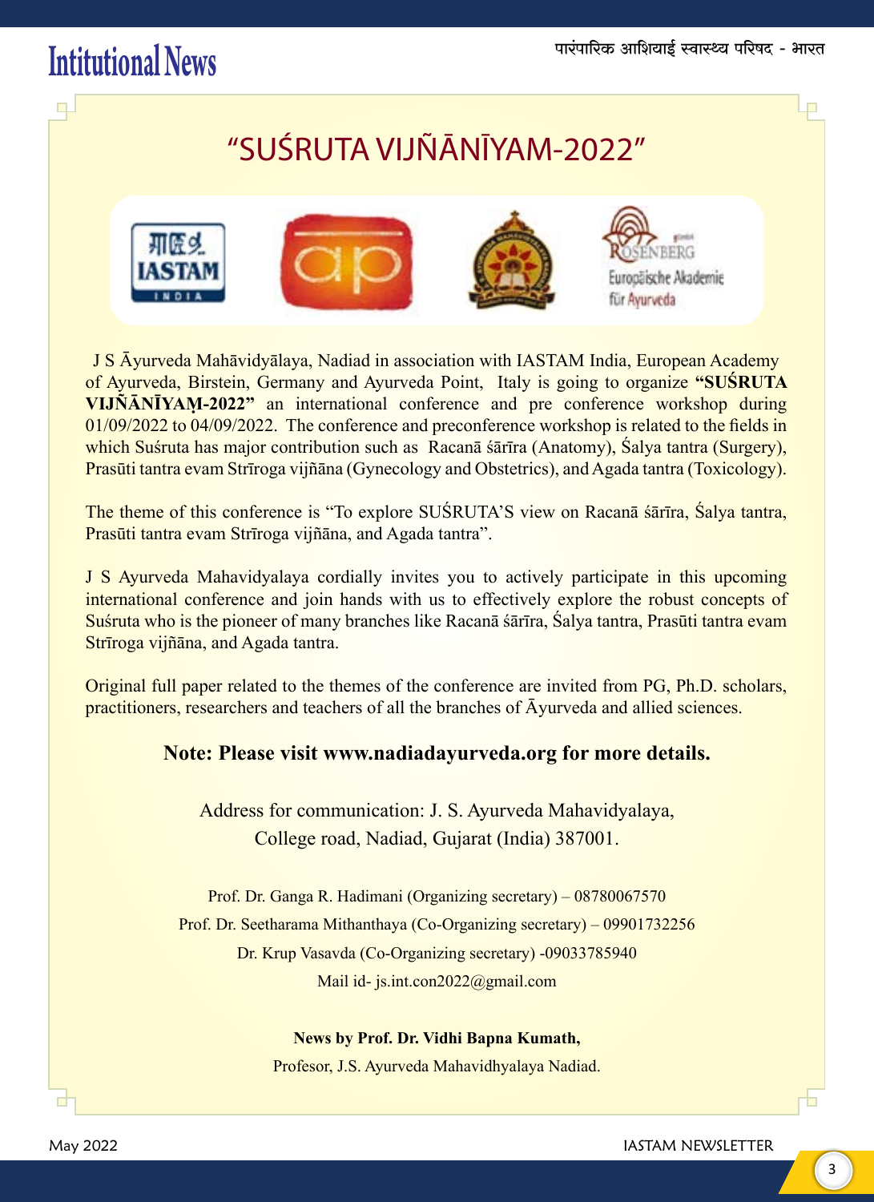# Intitutional News

## "SUŚRUTA VIJÑĀNĪYAM-2022"

J S Āyurveda Mahāvidyālaya, Nadiad in association with IASTAM India, European Academy of Ayurveda, Birstein, Germany and Ayurveda Point, Italy is going to organize **"SUŚRUTA VIJÑĀNĪYAṂ-2022"** an international conference and pre conference workshop during 01/09/2022 to 04/09/2022. The conference and preconference workshop is related to the fields in which Suśruta has major contribution such as Racanā śārīra (Anatomy), Śalya tantra (Surgery), Prasūti tantra evam Strīroga vijñāna (Gynecology and Obstetrics), and Agada tantra (Toxicology).

The theme of this conference is "To explore SUŚRUTA'S view on Racanā śārīra, Śalya tantra, Prasūti tantra evam Strīroga vijñāna, and Agada tantra".

J S Ayurveda Mahavidyalaya cordially invites you to actively participate in this upcoming international conference and join hands with us to effectively explore the robust concepts of Suśruta who is the pioneer of many branches like Racanā śārīra, Śalya tantra, Prasūti tantra evam Strīroga vijñāna, and Agada tantra.

Original full paper related to the themes of the conference are invited from PG, Ph.D. scholars, practitioners, researchers and teachers of all the branches of Āyurveda and allied sciences.

**Note: Please visit www.nadiadayurveda.org for more details.**

Address for communication: J. S. Ayurveda Mahavidyalaya,
College road, Nadiad, Gujarat (India) 387001.

Prof. Dr. Ganga R. Hadimani (Organizing secretary) – 08780067570
Prof. Dr. Seetharama Mithanthaya (Co-Organizing secretary) – 09901732256
Dr. Krup Vasavda (Co-Organizing secretary) -09033785940
Mail id- js.int.con2022@gmail.com

**News by Prof. Dr. Vidhi Bapna Kumath,**
Profesor, J.S. Ayurveda Mahavidhyalaya Nadiad.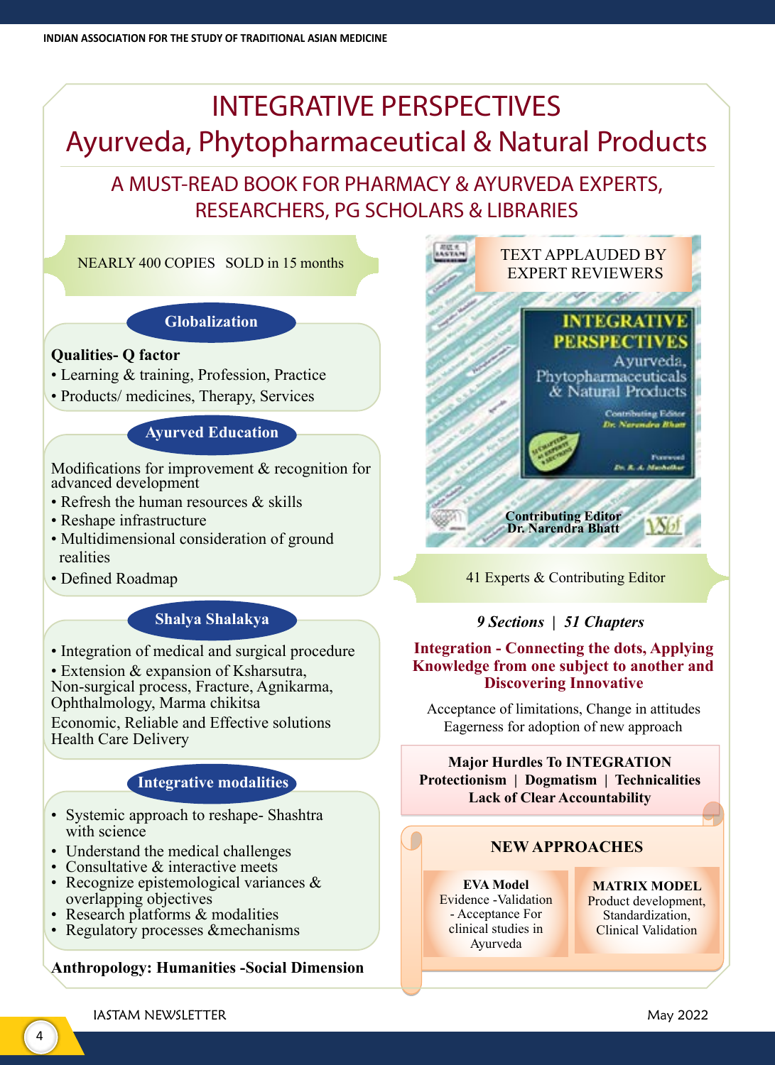# INTEGRATIVE PERSPECTIVES
## Ayurveda, Phytopharmaceutical & Natural Products

### A MUST-READ BOOK FOR PHARMACY & AYURVEDA EXPERTS, RESEARCHERS, PG SCHOLARS & LIBRARIES

NEARLY 400 COPIES SOLD in 15 months

#### Globalization

**Qualities- Q factor**

- Learning & training, Profession, Practice
- Products/ medicines, Therapy, Services

#### Ayurved Education

Modifications for improvement & recognition for advanced development

- Refresh the human resources & skills
- Reshape infrastructure
- Multidimensional consideration of ground realities
- Defined Roadmap

#### Shalya Shalakya

- Integration of medical and surgical procedure
- Extension & expansion of Ksharsutra, Non-surgical process, Fracture, Agnikarma, Ophthalmology, Marma chikitsa

Economic, Reliable and Effective solutions Health Care Delivery

#### Integrative modalities

- Systemic approach to reshape- Shashtra with science
- Understand the medical challenges
- Consultative & interactive meets
- Recognize epistemological variances & overlapping objectives
- Research platforms & modalities
- Regulatory processes &mechanisms

**Anthropology: Humanities -Social Dimension**

TEXT APPLAUDED BY EXPERT REVIEWERS

INTEGRATIVE PERSPECTIVES
Ayurveda, Phytopharmaceuticals & Natural Products
Contributing Editor Dr. Narendra Bhatt
Foreword Dr. R. A. Mashelkar

**Contributing Editor**
**Dr. Narendra Bhatt**

41 Experts & Contributing Editor

***9 Sections | 51 Chapters***

**Integration - Connecting the dots, Applying Knowledge from one subject to another and Discovering Innovative**

Acceptance of limitations, Change in attitudes
Eagerness for adoption of new approach

**Major Hurdles To INTEGRATION**
**Protectionism | Dogmatism | Technicalities**
**Lack of Clear Accountability**

#### NEW APPROACHES

**EVA Model**
Evidence -Validation - Acceptance For clinical studies in Ayurveda

**MATRIX MODEL**
Product development, Standardization, Clinical Validation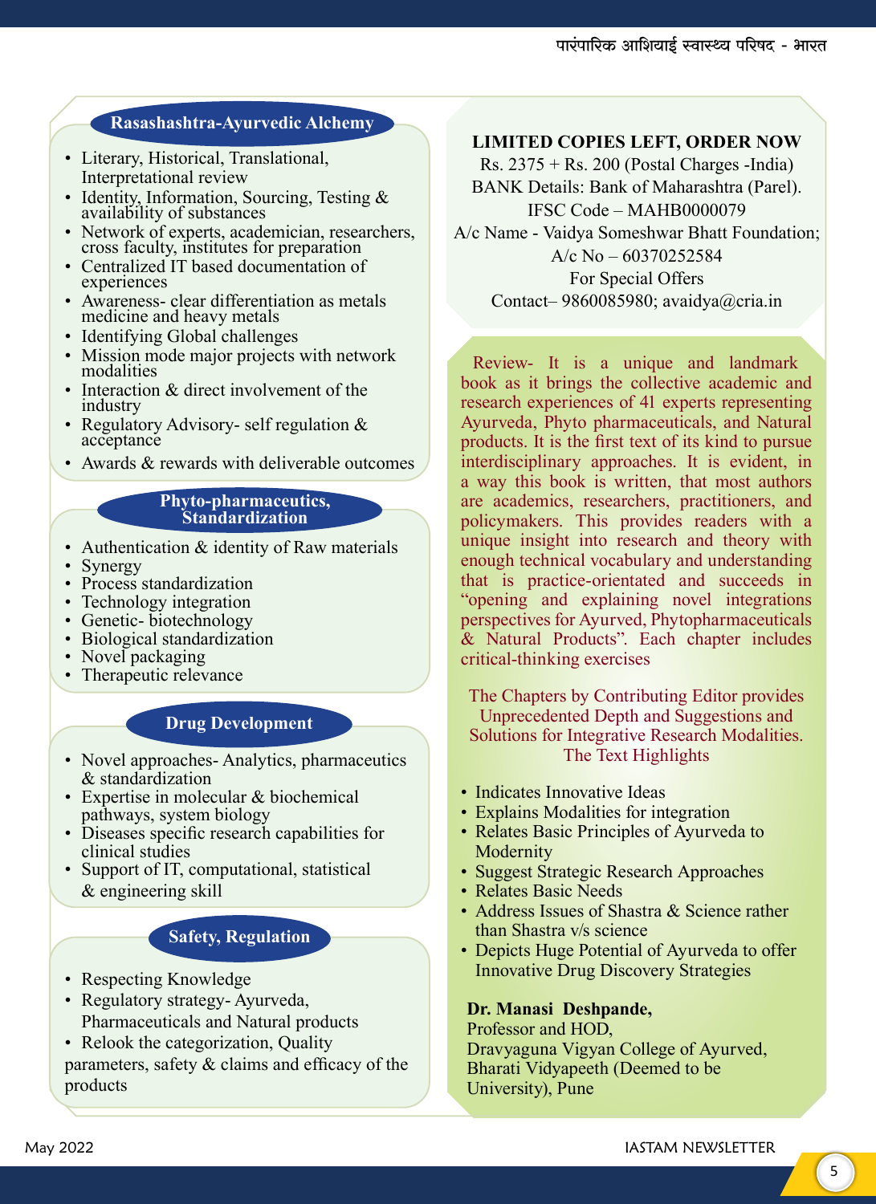## Rasashashtra-Ayurvedic Alchemy

- Literary, Historical, Translational, Interpretational review
- Identity, Information, Sourcing, Testing & availability of substances
- Network of experts, academician, researchers, cross faculty, institutes for preparation
- Centralized IT based documentation of experiences
- Awareness- clear differentiation as metals medicine and heavy metals
- Identifying Global challenges
- Mission mode major projects with network modalities
- Interaction & direct involvement of the industry
- Regulatory Advisory- self regulation & acceptance
- Awards & rewards with deliverable outcomes

## Phyto-pharmaceuticals, Standardization

- Authentication & identity of Raw materials
- Synergy
- Process standardization
- Technology integration
- Genetic- biotechnology
- Biological standardization
- Novel packaging
- Therapeutic relevance

## Drug Development

- Novel approaches- Analytics, pharmaceutics & standardization
- Expertise in molecular & biochemical pathways, system biology
- Diseases specific research capabilities for clinical studies
- Support of IT, computational, statistical & engineering skill

## Safety, Regulation

- Respecting Knowledge
- Regulatory strategy- Ayurveda, Pharmaceuticals and Natural products
- Relook the categorization, Quality parameters, safety & claims and efficacy of the products

**LIMITED COPIES LEFT, ORDER NOW**

Rs. 2375 + Rs. 200 (Postal Charges -India)
BANK Details: Bank of Maharashtra (Parel).
IFSC Code – MAHB0000079
A/c Name - Vaidya Someshwar Bhatt Foundation;
A/c No – 60370252584
For Special Offers
Contact– 9860085980; avaidya@cria.in

Review- It is a unique and landmark book as it brings the collective academic and research experiences of 41 experts representing Ayurveda, Phyto pharmaceuticals, and Natural products. It is the first text of its kind to pursue interdisciplinary approaches. It is evident, in a way this book is written, that most authors are academics, researchers, practitioners, and policymakers. This provides readers with a unique insight into research and theory with enough technical vocabulary and understanding that is practice-orientated and succeeds in "opening and explaining novel integrations perspectives for Ayurved, Phytopharmaceuticals & Natural Products". Each chapter includes critical-thinking exercises

The Chapters by Contributing Editor provides Unprecedented Depth and Suggestions and Solutions for Integrative Research Modalities. The Text Highlights

- Indicates Innovative Ideas
- Explains Modalities for integration
- Relates Basic Principles of Ayurveda to Modernity
- Suggest Strategic Research Approaches
- Relates Basic Needs
- Address Issues of Shastra & Science rather than Shastra v/s science
- Depicts Huge Potential of Ayurveda to offer Innovative Drug Discovery Strategies

**Dr. Manasi Deshpande,**
Professor and HOD,
Dravyaguna Vigyan College of Ayurved,
Bharati Vidyapeeth (Deemed to be University), Pune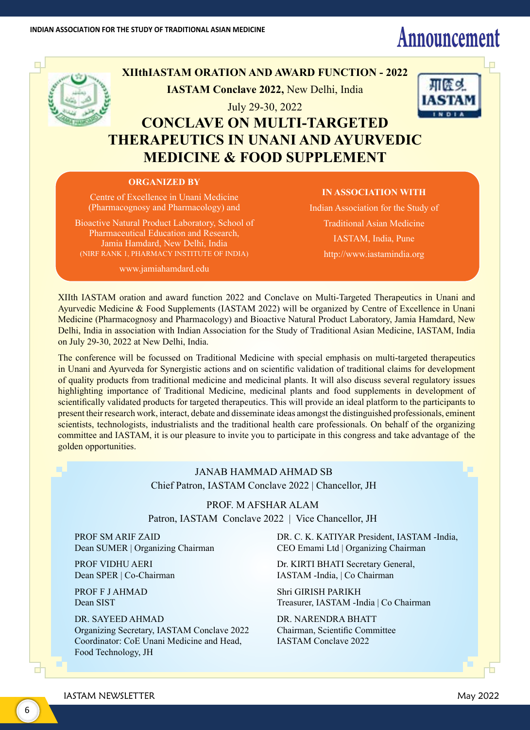# Announcement

**XIIthIASTAM ORATION AND AWARD FUNCTION - 2022**

**IASTAM Conclave 2022,** New Delhi, India

July 29-30, 2022

## CONCLAVE ON MULTI-TARGETED THERAPEUTICS IN UNANI AND AYURVEDIC MEDICINE & FOOD SUPPLEMENT

**ORGANIZED BY**

Centre of Excellence in Unani Medicine (Pharmacognosy and Pharmacology) and

Bioactive Natural Product Laboratory, School of Pharmaceutical Education and Research, Jamia Hamdard, New Delhi, India
(NIRF RANK 1, PHARMACY INSTITUTE OF INDIA)

www.jamiahamdard.edu

**IN ASSOCIATION WITH**

Indian Association for the Study of Traditional Asian Medicine

IASTAM, India, Pune

http://www.iastamindia.org

XIIth IASTAM oration and award function 2022 and Conclave on Multi-Targeted Therapeutics in Unani and Ayurvedic Medicine & Food Supplements (IASTAM 2022) will be organized by Centre of Excellence in Unani Medicine (Pharmacognosy and Pharmacology) and Bioactive Natural Product Laboratory, Jamia Hamdard, New Delhi, India in association with Indian Association for the Study of Traditional Asian Medicine, IASTAM, India on July 29-30, 2022 at New Delhi, India.

The conference will be focussed on Traditional Medicine with special emphasis on multi-targeted therapeutics in Unani and Ayurveda for Synergistic actions and on scientific validation of traditional claims for development of quality products from traditional medicine and medicinal plants. It will also discuss several regulatory issues highlighting importance of Traditional Medicine, medicinal plants and food supplements in development of scientifically validated products for targeted therapeutics. This will provide an ideal platform to the participants to present their research work, interact, debate and disseminate ideas amongst the distinguished professionals, eminent scientists, technologists, industrialists and the traditional health care professionals. On behalf of the organizing committee and IASTAM, it is our pleasure to invite you to participate in this congress and take advantage of the golden opportunities.

JANAB HAMMAD AHMAD SB
Chief Patron, IASTAM Conclave 2022 | Chancellor, JH

PROF. M AFSHAR ALAM
Patron, IASTAM Conclave 2022 | Vice Chancellor, JH

PROF SM ARIF ZAID
Dean SUMER | Organizing Chairman

PROF VIDHU AERI
Dean SPER | Co-Chairman

PROF F J AHMAD
Dean SIST

DR. SAYEED AHMAD
Organizing Secretary, IASTAM Conclave 2022
Coordinator: CoE Unani Medicine and Head, Food Technology, JH

DR. C. K. KATIYAR President, IASTAM -India,
CEO Emami Ltd | Organizing Chairman

Dr. KIRTI BHATI Secretary General,
IASTAM -India, | Co Chairman

Shri GIRISH PARIKH
Treasurer, IASTAM -India | Co Chairman

DR. NARENDRA BHATT
Chairman, Scientific Committee
IASTAM Conclave 2022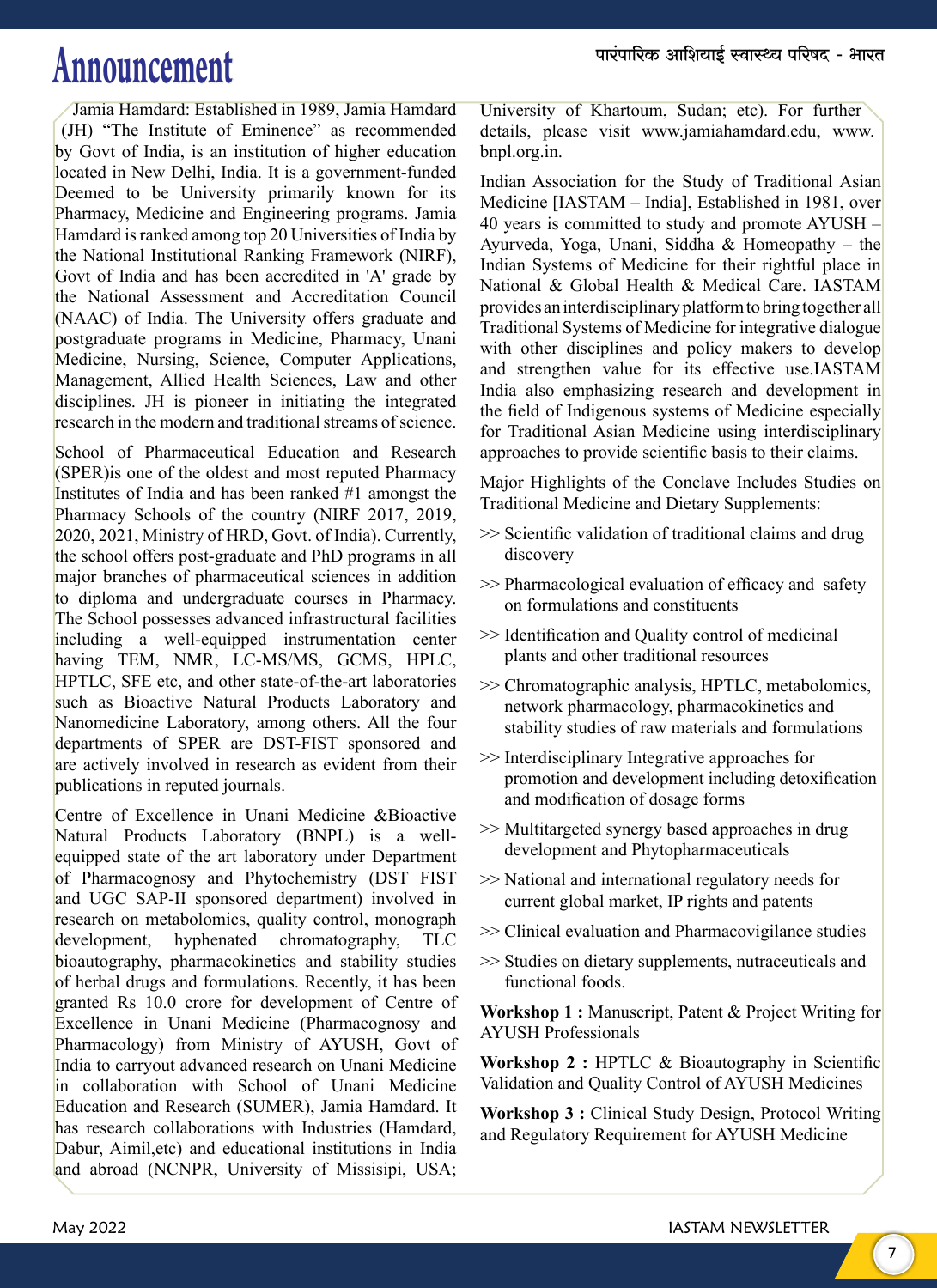# Announcement

Jamia Hamdard: Established in 1989, Jamia Hamdard (JH) "The Institute of Eminence" as recommended by Govt of India, is an institution of higher education located in New Delhi, India. It is a government-funded Deemed to be University primarily known for its Pharmacy, Medicine and Engineering programs. Jamia Hamdard is ranked among top 20 Universities of India by the National Institutional Ranking Framework (NIRF), Govt of India and has been accredited in 'A' grade by the National Assessment and Accreditation Council (NAAC) of India. The University offers graduate and postgraduate programs in Medicine, Pharmacy, Unani Medicine, Nursing, Science, Computer Applications, Management, Allied Health Sciences, Law and other disciplines. JH is pioneer in initiating the integrated research in the modern and traditional streams of science.

School of Pharmaceutical Education and Research (SPER)is one of the oldest and most reputed Pharmacy Institutes of India and has been ranked #1 amongst the Pharmacy Schools of the country (NIRF 2017, 2019, 2020, 2021, Ministry of HRD, Govt. of India). Currently, the school offers post-graduate and PhD programs in all major branches of pharmaceutical sciences in addition to diploma and undergraduate courses in Pharmacy. The School possesses advanced infrastructural facilities including a well-equipped instrumentation center having TEM, NMR, LC-MS/MS, GCMS, HPLC, HPTLC, SFE etc, and other state-of-the-art laboratories such as Bioactive Natural Products Laboratory and Nanomedicine Laboratory, among others. All the four departments of SPER are DST-FIST sponsored and are actively involved in research as evident from their publications in reputed journals.

Centre of Excellence in Unani Medicine &Bioactive Natural Products Laboratory (BNPL) is a well-equipped state of the art laboratory under Department of Pharmacognosy and Phytochemistry (DST FIST and UGC SAP-II sponsored department) involved in research on metabolomics, quality control, monograph development, hyphenated chromatography, TLC bioautography, pharmacokinetics and stability studies of herbal drugs and formulations. Recently, it has been granted Rs 10.0 crore for development of Centre of Excellence in Unani Medicine (Pharmacognosy and Pharmacology) from Ministry of AYUSH, Govt of India to carryout advanced research on Unani Medicine in collaboration with School of Unani Medicine Education and Research (SUMER), Jamia Hamdard. It has research collaborations with Industries (Hamdard, Dabur, Aimil,etc) and educational institutions in India and abroad (NCNPR, University of Missisipi, USA; University of Khartoum, Sudan; etc). For further details, please visit www.jamiahamdard.edu, www.bnpl.org.in.

Indian Association for the Study of Traditional Asian Medicine [IASTAM – India], Established in 1981, over 40 years is committed to study and promote AYUSH – Ayurveda, Yoga, Unani, Siddha & Homeopathy – the Indian Systems of Medicine for their rightful place in National & Global Health & Medical Care. IASTAM provides an interdisciplinary platform to bring together all Traditional Systems of Medicine for integrative dialogue with other disciplines and policy makers to develop and strengthen value for its effective use.IASTAM India also emphasizing research and development in the field of Indigenous systems of Medicine especially for Traditional Asian Medicine using interdisciplinary approaches to provide scientific basis to their claims.

Major Highlights of the Conclave Includes Studies on Traditional Medicine and Dietary Supplements:

- >> Scientific validation of traditional claims and drug discovery
- >> Pharmacological evaluation of efficacy and safety on formulations and constituents
- >> Identification and Quality control of medicinal plants and other traditional resources
- >> Chromatographic analysis, HPTLC, metabolomics, network pharmacology, pharmacokinetics and stability studies of raw materials and formulations
- >> Interdisciplinary Integrative approaches for promotion and development including detoxification and modification of dosage forms
- >> Multitargeted synergy based approaches in drug development and Phytopharmaceuticals
- >> National and international regulatory needs for current global market, IP rights and patents
- >> Clinical evaluation and Pharmacovigilance studies
- >> Studies on dietary supplements, nutraceuticals and functional foods.

**Workshop 1 :** Manuscript, Patent & Project Writing for AYUSH Professionals

**Workshop 2 :** HPTLC & Bioautography in Scientific Validation and Quality Control of AYUSH Medicines

**Workshop 3 :** Clinical Study Design, Protocol Writing and Regulatory Requirement for AYUSH Medicine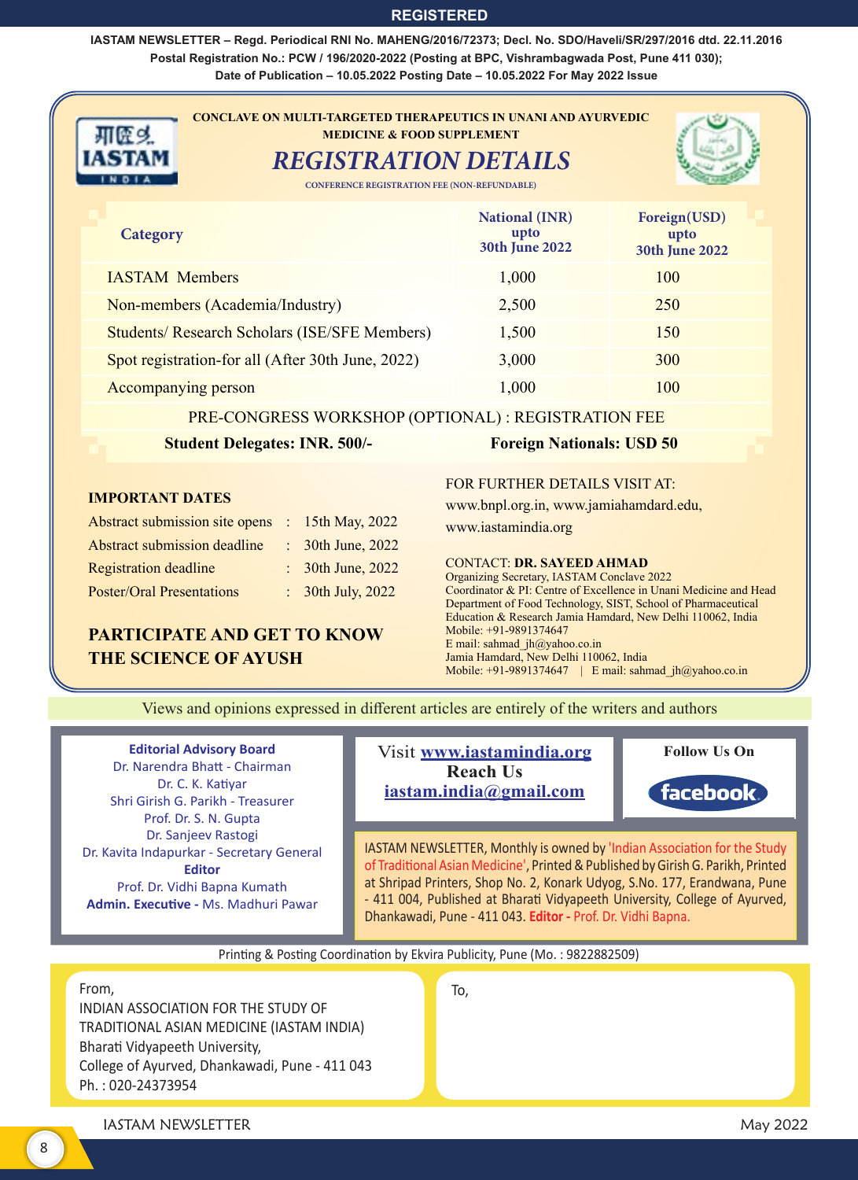REGISTERED

IASTAM NEWSLETTER – Regd. Periodical RNI No. MAHENG/2016/72373; Decl. No. SDO/Haveli/SR/297/2016 dtd. 22.11.2016
Postal Registration No.: PCW / 196/2020-2022 (Posting at BPC, Vishrambagwada Post, Pune 411 030);
Date of Publication – 10.05.2022 Posting Date – 10.05.2022 For May 2022 Issue

CONCLAVE ON MULTI-TARGETED THERAPEUTICS IN UNANI AND AYURVEDIC MEDICINE & FOOD SUPPLEMENT

# *REGISTRATION DETAILS*

CONFERENCE REGISTRATION FEE (NON-REFUNDABLE)

| Category | National (INR) upto 30th June 2022 | Foreign(USD) upto 30th June 2022 |
|---|---|---|
| IASTAM Members | 1,000 | 100 |
| Non-members (Academia/Industry) | 2,500 | 250 |
| Students/ Research Scholars (ISE/SFE Members) | 1,500 | 150 |
| Spot registration-for all (After 30th June, 2022) | 3,000 | 300 |
| Accompanying person | 1,000 | 100 |

PRE-CONGRESS WORKSHOP (OPTIONAL) : REGISTRATION FEE

**Student Delegates: INR. 500/-** **Foreign Nationals: USD 50**

**IMPORTANT DATES**

| | | |
|---|---|---|
| Abstract submission site opens | : | 15th May, 2022 |
| Abstract submission deadline | : | 30th June, 2022 |
| Registration deadline | : | 30th June, 2022 |
| Poster/Oral Presentations | : | 30th July, 2022 |

**PARTICIPATE AND GET TO KNOW THE SCIENCE OF AYUSH**

FOR FURTHER DETAILS VISIT AT:
www.bnpl.org.in, www.jamiahamdard.edu, www.iastamindia.org

CONTACT: **DR. SAYEED AHMAD**
Organizing Secretary, IASTAM Conclave 2022
Coordinator & PI: Centre of Excellence in Unani Medicine and Head Department of Food Technology, SIST, School of Pharmaceutical Education & Research Jamia Hamdard, New Delhi 110062, India
Mobile: +91-9891374647
E mail: sahmad_jh@yahoo.co.in
Jamia Hamdard, New Delhi 110062, India
Mobile: +91-9891374647 | E mail: sahmad_jh@yahoo.co.in

Views and opinions expressed in different articles are entirely of the writers and authors

**Editorial Advisory Board**
Dr. Narendra Bhatt - Chairman
Dr. C. K. Katiyar
Shri Girish G. Parikh - Treasurer
Prof. Dr. S. N. Gupta
Dr. Sanjeev Rastogi
Dr. Kavita Indapurkar - Secretary General
**Editor**
Prof. Dr. Vidhi Bapna Kumath
**Admin. Executive -** Ms. Madhuri Pawar

Visit **www.iastamindia.org**
**Reach Us**
**iastam.india@gmail.com**

**Follow Us On**
facebook

IASTAM NEWSLETTER, Monthly is owned by 'Indian Association for the Study of Traditional Asian Medicine', Printed & Published by Girish G. Parikh, Printed at Shripad Printers, Shop No. 2, Konark Udyog, S.No. 177, Erandwana, Pune - 411 004, Published at Bharati Vidyapeeth University, College of Ayurved, Dhankawadi, Pune - 411 043. **Editor -** Prof. Dr. Vidhi Bapna.

Printing & Posting Coordination by Ekvira Publicity, Pune (Mo. : 9822882509)

From,
INDIAN ASSOCIATION FOR THE STUDY OF TRADITIONAL ASIAN MEDICINE (IASTAM INDIA)
Bharati Vidyapeeth University,
College of Ayurved, Dhankawadi, Pune - 411 043
Ph. : 020-24373954

To,